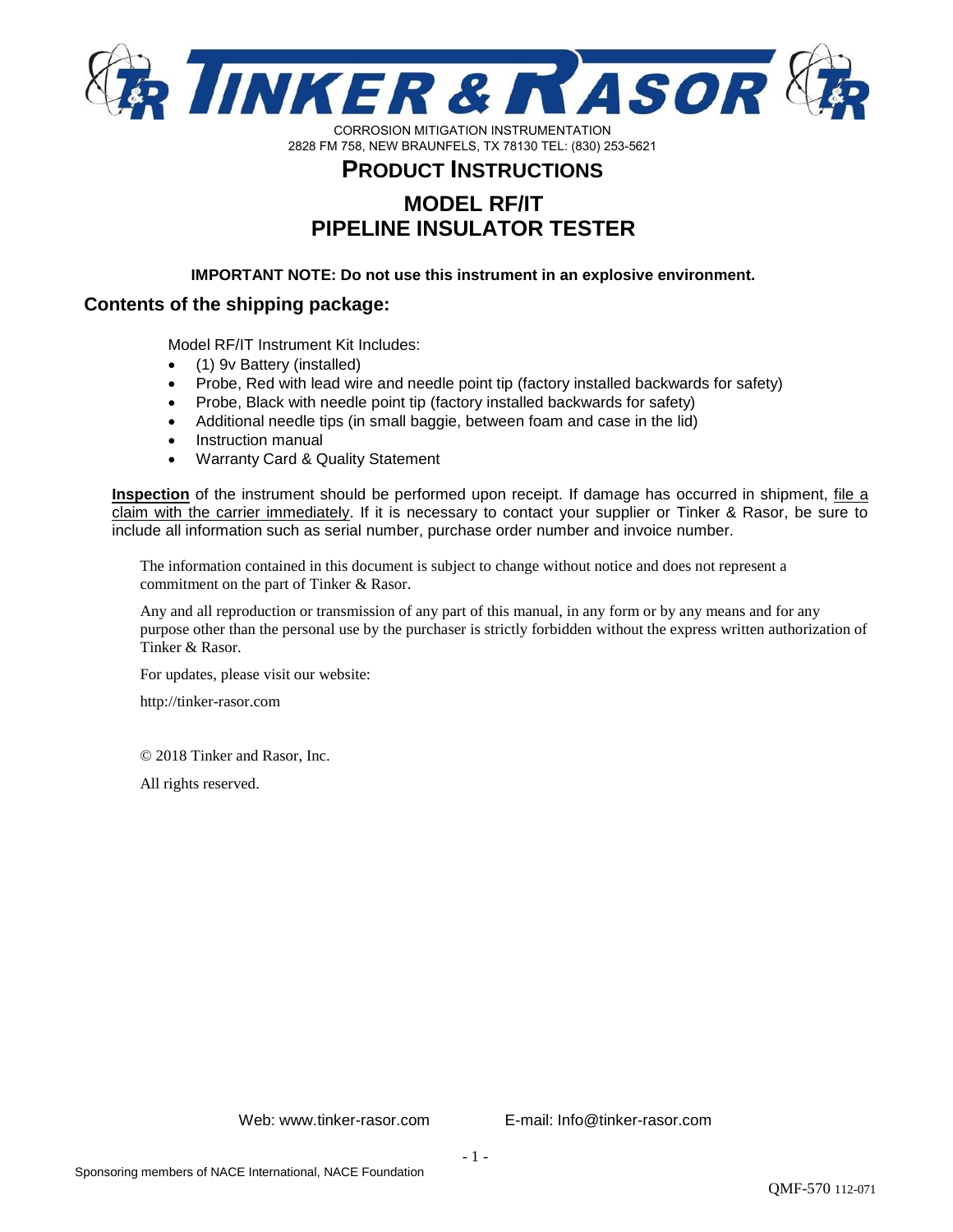# TINKER & RASOR

CORROSION MITIGATION INSTRUMENTATION
2828 FM 758, NEW BRAUNFELS, TX 78130 TEL: (830) 253-5621

## PRODUCT INSTRUCTIONS

## MODEL RF/IT
## PIPELINE INSULATOR TESTER

**IMPORTANT NOTE: Do not use this instrument in an explosive environment.**

### Contents of the shipping package:

Model RF/IT Instrument Kit Includes:

- (1) 9v Battery (installed)
- Probe, Red with lead wire and needle point tip (factory installed backwards for safety)
- Probe, Black with needle point tip (factory installed backwards for safety)
- Additional needle tips (in small baggie, between foam and case in the lid)
- Instruction manual
- Warranty Card & Quality Statement

**Inspection** of the instrument should be performed upon receipt. If damage has occurred in shipment, file a claim with the carrier immediately. If it is necessary to contact your supplier or Tinker & Rasor, be sure to include all information such as serial number, purchase order number and invoice number.

The information contained in this document is subject to change without notice and does not represent a commitment on the part of Tinker & Rasor.

Any and all reproduction or transmission of any part of this manual, in any form or by any means and for any purpose other than the personal use by the purchaser is strictly forbidden without the express written authorization of Tinker & Rasor.

For updates, please visit our website:

http://tinker-rasor.com

© 2018 Tinker and Rasor, Inc.

All rights reserved.

Web: www.tinker-rasor.com E-mail: Info@tinker-rasor.com

Sponsoring members of NACE International, NACE Foundation

QMF-570 112-071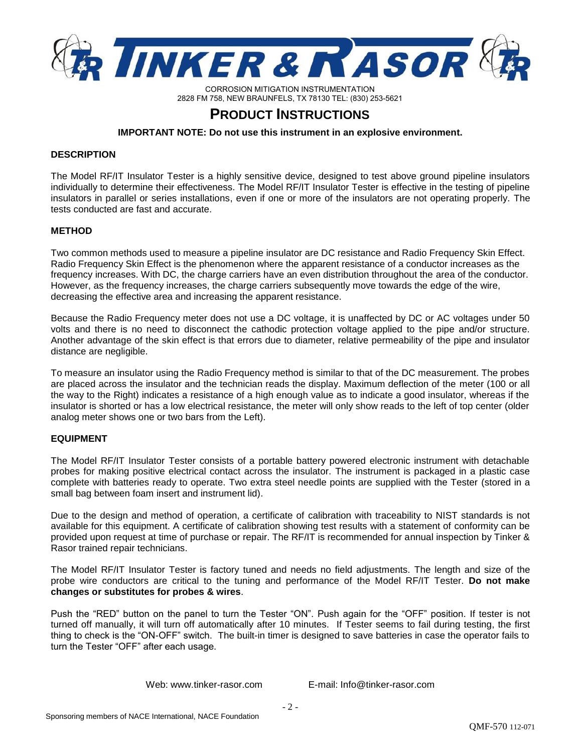# TINKER & RASOR

CORROSION MITIGATION INSTRUMENTATION
2828 FM 758, NEW BRAUNFELS, TX 78130 TEL: (830) 253-5621

# PRODUCT INSTRUCTIONS

**IMPORTANT NOTE: Do not use this instrument in an explosive environment.**

## DESCRIPTION

The Model RF/IT Insulator Tester is a highly sensitive device, designed to test above ground pipeline insulators individually to determine their effectiveness. The Model RF/IT Insulator Tester is effective in the testing of pipeline insulators in parallel or series installations, even if one or more of the insulators are not operating properly. The tests conducted are fast and accurate.

## METHOD

Two common methods used to measure a pipeline insulator are DC resistance and Radio Frequency Skin Effect. Radio Frequency Skin Effect is the phenomenon where the apparent resistance of a conductor increases as the frequency increases. With DC, the charge carriers have an even distribution throughout the area of the conductor. However, as the frequency increases, the charge carriers subsequently move towards the edge of the wire, decreasing the effective area and increasing the apparent resistance.

Because the Radio Frequency meter does not use a DC voltage, it is unaffected by DC or AC voltages under 50 volts and there is no need to disconnect the cathodic protection voltage applied to the pipe and/or structure. Another advantage of the skin effect is that errors due to diameter, relative permeability of the pipe and insulator distance are negligible.

To measure an insulator using the Radio Frequency method is similar to that of the DC measurement. The probes are placed across the insulator and the technician reads the display. Maximum deflection of the meter (100 or all the way to the Right) indicates a resistance of a high enough value as to indicate a good insulator, whereas if the insulator is shorted or has a low electrical resistance, the meter will only show reads to the left of top center (older analog meter shows one or two bars from the Left).

## EQUIPMENT

The Model RF/IT Insulator Tester consists of a portable battery powered electronic instrument with detachable probes for making positive electrical contact across the insulator. The instrument is packaged in a plastic case complete with batteries ready to operate. Two extra steel needle points are supplied with the Tester (stored in a small bag between foam insert and instrument lid).

Due to the design and method of operation, a certificate of calibration with traceability to NIST standards is not available for this equipment. A certificate of calibration showing test results with a statement of conformity can be provided upon request at time of purchase or repair. The RF/IT is recommended for annual inspection by Tinker & Rasor trained repair technicians.

The Model RF/IT Insulator Tester is factory tuned and needs no field adjustments. The length and size of the probe wire conductors are critical to the tuning and performance of the Model RF/IT Tester. **Do not make changes or substitutes for probes & wires**.

Push the "RED" button on the panel to turn the Tester "ON". Push again for the "OFF" position. If tester is not turned off manually, it will turn off automatically after 10 minutes. If Tester seems to fail during testing, the first thing to check is the "ON-OFF" switch. The built-in timer is designed to save batteries in case the operator fails to turn the Tester "OFF" after each usage.

Web: www.tinker-rasor.com E-mail: Info@tinker-rasor.com

Sponsoring members of NACE International, NACE Foundation

QMF-570 112-071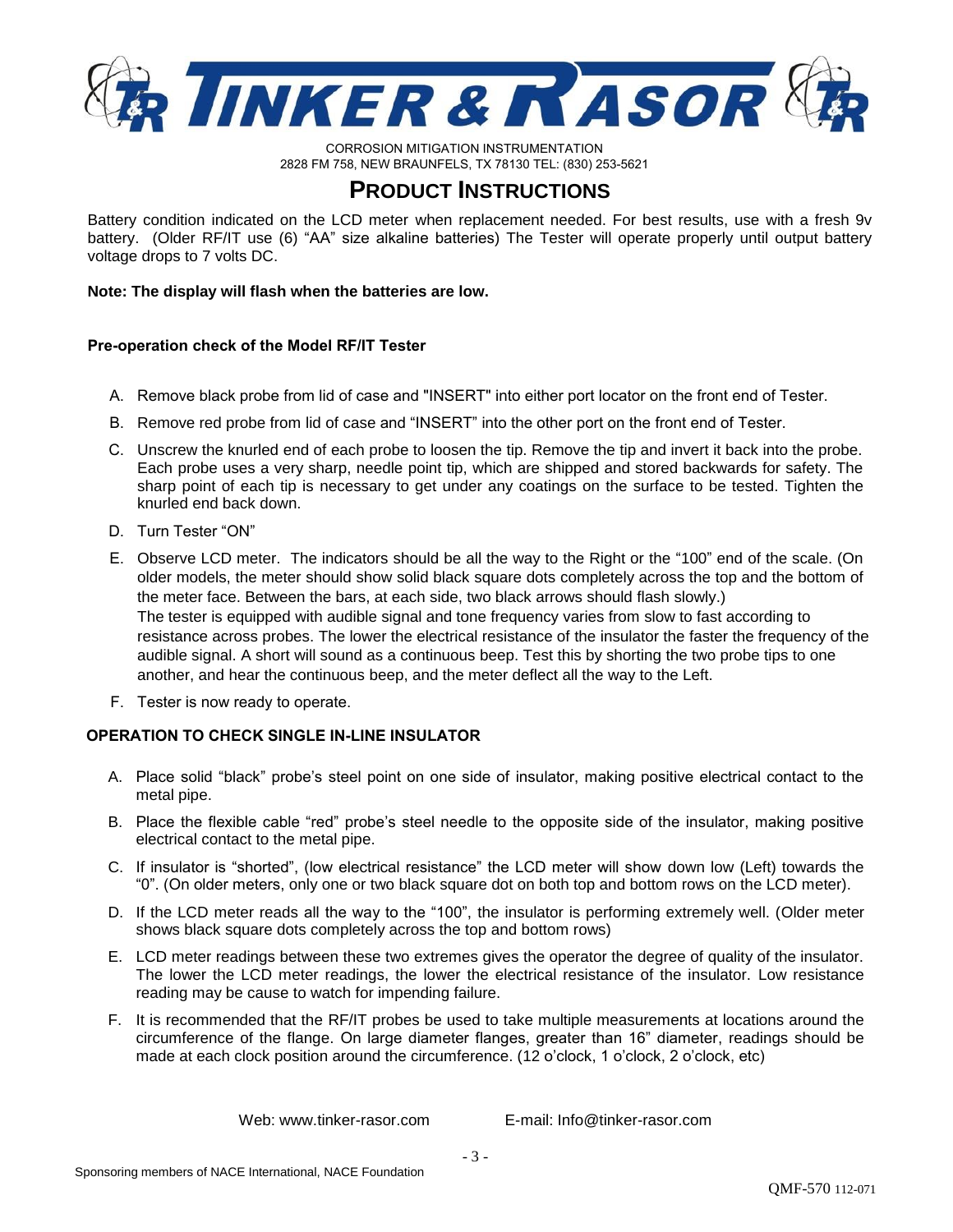# PRODUCT INSTRUCTIONS

Battery condition indicated on the LCD meter when replacement needed. For best results, use with a fresh 9v battery. (Older RF/IT use (6) "AA" size alkaline batteries) The Tester will operate properly until output battery voltage drops to 7 volts DC.

**Note: The display will flash when the batteries are low.**

**Pre-operation check of the Model RF/IT Tester**

A. Remove black probe from lid of case and "INSERT" into either port locator on the front end of Tester.

B. Remove red probe from lid of case and "INSERT" into the other port on the front end of Tester.

C. Unscrew the knurled end of each probe to loosen the tip. Remove the tip and invert it back into the probe. Each probe uses a very sharp, needle point tip, which are shipped and stored backwards for safety. The sharp point of each tip is necessary to get under any coatings on the surface to be tested. Tighten the knurled end back down.

D. Turn Tester "ON"

E. Observe LCD meter. The indicators should be all the way to the Right or the "100" end of the scale. (On older models, the meter should show solid black square dots completely across the top and the bottom of the meter face. Between the bars, at each side, two black arrows should flash slowly.)
The tester is equipped with audible signal and tone frequency varies from slow to fast according to resistance across probes. The lower the electrical resistance of the insulator the faster the frequency of the audible signal. A short will sound as a continuous beep. Test this by shorting the two probe tips to one another, and hear the continuous beep, and the meter deflect all the way to the Left.

F. Tester is now ready to operate.

**OPERATION TO CHECK SINGLE IN-LINE INSULATOR**

A. Place solid "black" probe's steel point on one side of insulator, making positive electrical contact to the metal pipe.

B. Place the flexible cable "red" probe's steel needle to the opposite side of the insulator, making positive electrical contact to the metal pipe.

C. If insulator is "shorted", (low electrical resistance" the LCD meter will show down low (Left) towards the "0". (On older meters, only one or two black square dot on both top and bottom rows on the LCD meter).

D. If the LCD meter reads all the way to the "100", the insulator is performing extremely well. (Older meter shows black square dots completely across the top and bottom rows)

E. LCD meter readings between these two extremes gives the operator the degree of quality of the insulator. The lower the LCD meter readings, the lower the electrical resistance of the insulator. Low resistance reading may be cause to watch for impending failure.

F. It is recommended that the RF/IT probes be used to take multiple measurements at locations around the circumference of the flange. On large diameter flanges, greater than 16" diameter, readings should be made at each clock position around the circumference. (12 o'clock, 1 o'clock, 2 o'clock, etc)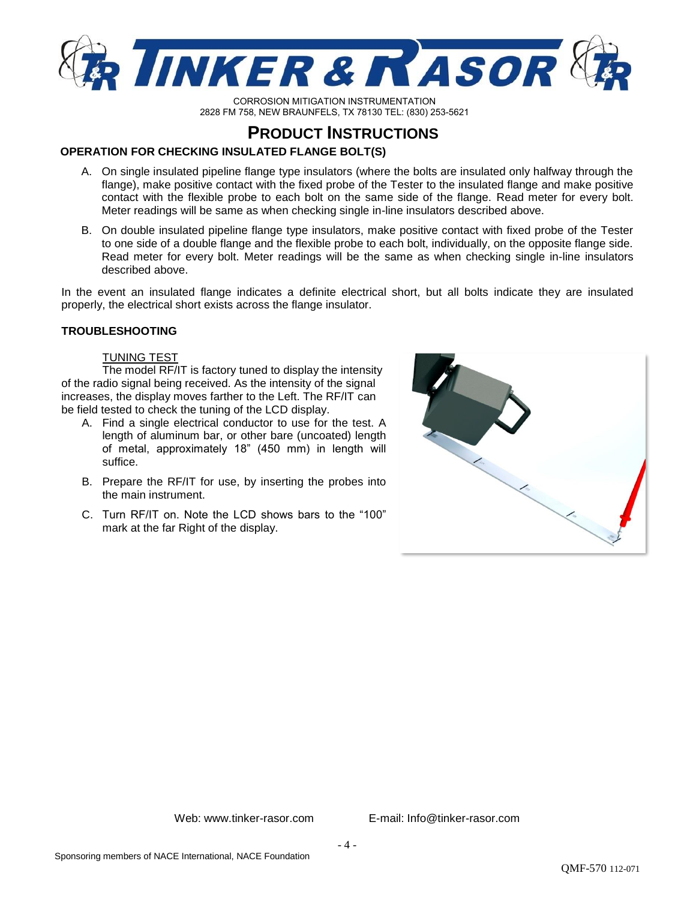# PRODUCT INSTRUCTIONS

## OPERATION FOR CHECKING INSULATED FLANGE BOLT(S)

A. On single insulated pipeline flange type insulators (where the bolts are insulated only halfway through the flange), make positive contact with the fixed probe of the Tester to the insulated flange and make positive contact with the flexible probe to each bolt on the same side of the flange. Read meter for every bolt. Meter readings will be same as when checking single in-line insulators described above.

B. On double insulated pipeline flange type insulators, make positive contact with fixed probe of the Tester to one side of a double flange and the flexible probe to each bolt, individually, on the opposite flange side. Read meter for every bolt. Meter readings will be the same as when checking single in-line insulators described above.

In the event an insulated flange indicates a definite electrical short, but all bolts indicate they are insulated properly, the electrical short exists across the flange insulator.

## TROUBLESHOOTING

TUNING TEST

The model RF/IT is factory tuned to display the intensity of the radio signal being received. As the intensity of the signal increases, the display moves farther to the Left. The RF/IT can be field tested to check the tuning of the LCD display.

A. Find a single electrical conductor to use for the test. A length of aluminum bar, or other bare (uncoated) length of metal, approximately 18" (450 mm) in length will suffice.

B. Prepare the RF/IT for use, by inserting the probes into the main instrument.

C. Turn RF/IT on. Note the LCD shows bars to the "100" mark at the far Right of the display.

Web: www.tinker-rasor.com E-mail: Info@tinker-rasor.com

Sponsoring members of NACE International, NACE Foundation

QMF-570 112-071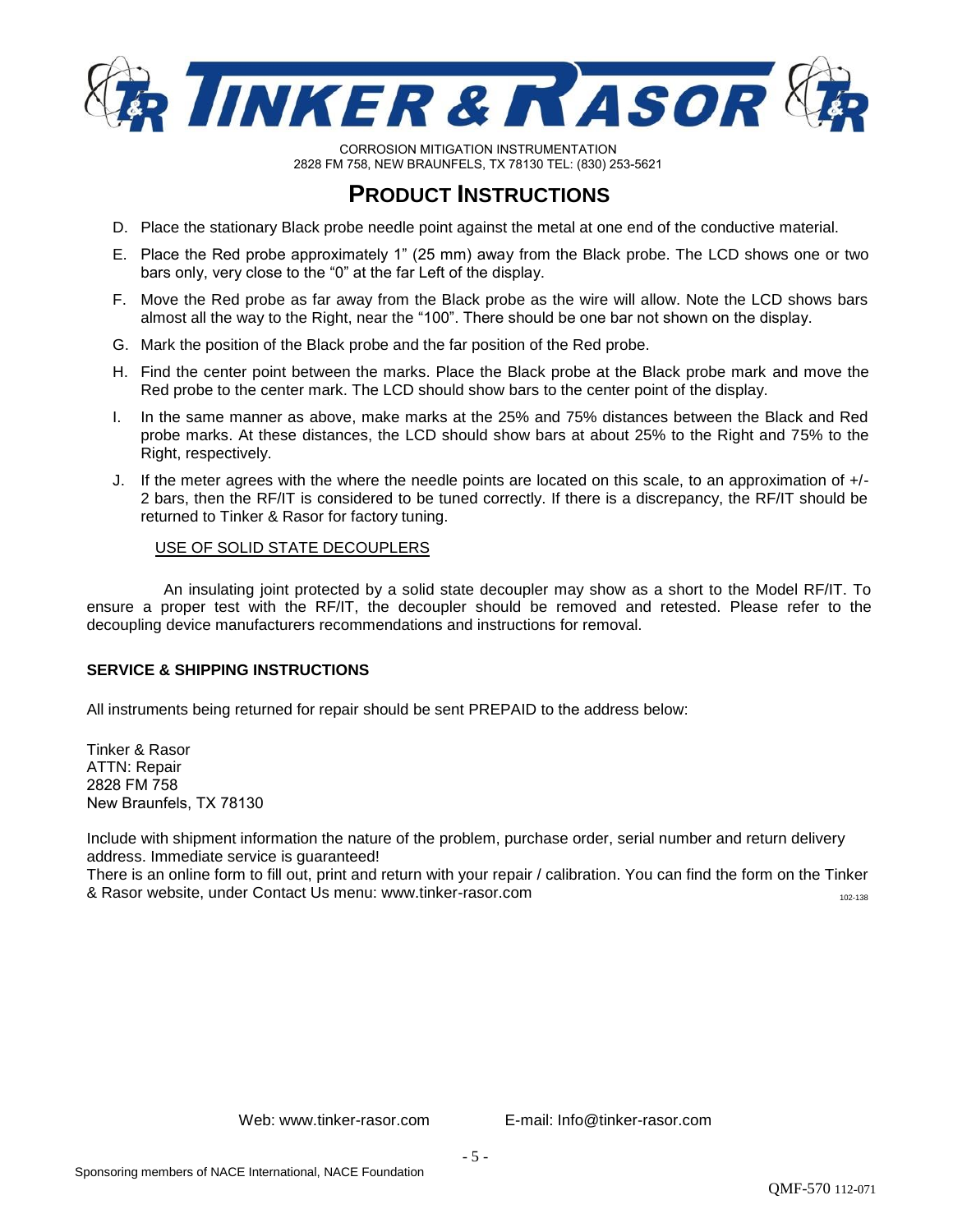# PRODUCT INSTRUCTIONS

D. Place the stationary Black probe needle point against the metal at one end of the conductive material.

E. Place the Red probe approximately 1" (25 mm) away from the Black probe. The LCD shows one or two bars only, very close to the "0" at the far Left of the display.

F. Move the Red probe as far away from the Black probe as the wire will allow. Note the LCD shows bars almost all the way to the Right, near the "100". There should be one bar not shown on the display.

G. Mark the position of the Black probe and the far position of the Red probe.

H. Find the center point between the marks. Place the Black probe at the Black probe mark and move the Red probe to the center mark. The LCD should show bars to the center point of the display.

I. In the same manner as above, make marks at the 25% and 75% distances between the Black and Red probe marks. At these distances, the LCD should show bars at about 25% to the Right and 75% to the Right, respectively.

J. If the meter agrees with the where the needle points are located on this scale, to an approximation of +/- 2 bars, then the RF/IT is considered to be tuned correctly. If there is a discrepancy, the RF/IT should be returned to Tinker & Rasor for factory tuning.

USE OF SOLID STATE DECOUPLERS

An insulating joint protected by a solid state decoupler may show as a short to the Model RF/IT. To ensure a proper test with the RF/IT, the decoupler should be removed and retested. Please refer to the decoupling device manufacturers recommendations and instructions for removal.

**SERVICE & SHIPPING INSTRUCTIONS**

All instruments being returned for repair should be sent PREPAID to the address below:

Tinker & Rasor
ATTN: Repair
2828 FM 758
New Braunfels, TX 78130

Include with shipment information the nature of the problem, purchase order, serial number and return delivery address. Immediate service is guaranteed!
There is an online form to fill out, print and return with your repair / calibration. You can find the form on the Tinker & Rasor website, under Contact Us menu: www.tinker-rasor.com

102-138